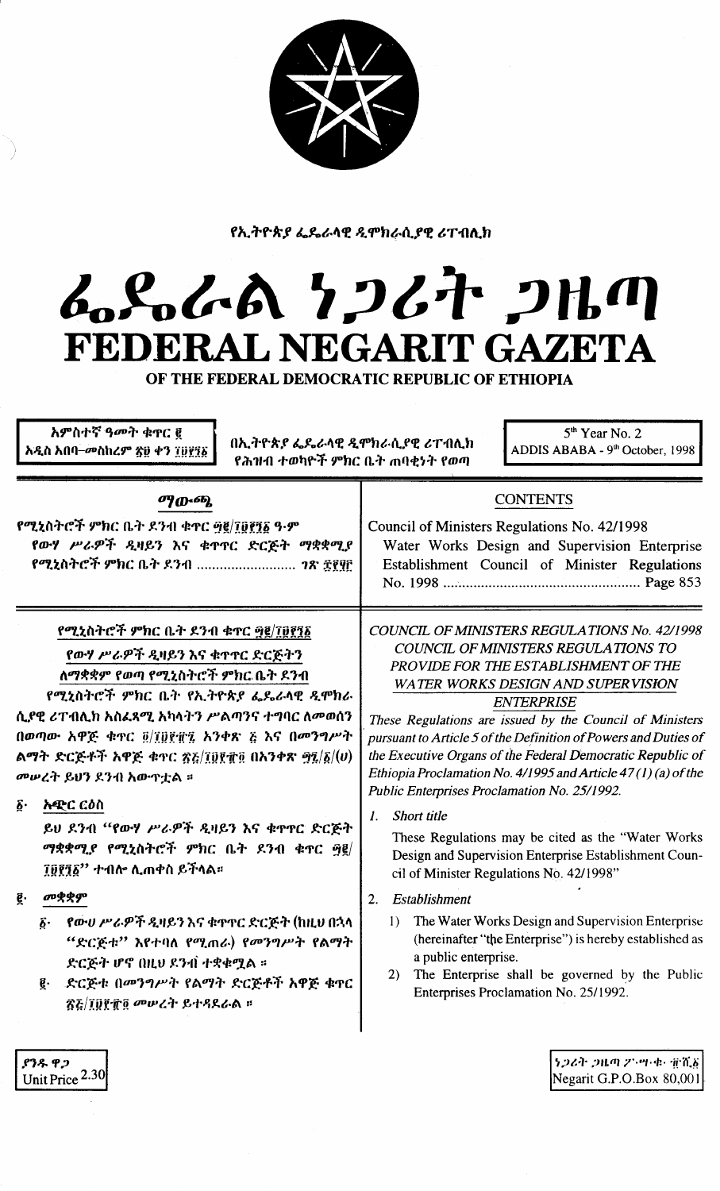የኢትዮጵያ ፌዴራላዊ ዲሞክራሲያዊ ሪፐብሊክ

# ፌዴራል ነጋሪት ጋዜጣ
# FEDERAL NEGARIT GAZETA
## OF THE FEDERAL DEMOCRATIC REPUBLIC OF ETHIOPIA

አምስተኛ ዓመት ቁጥር ፪
አዲስ አበባ–መስከረም ፳፱ ቀን ፲፱፻፺፩

በኢትዮጵያ ፌዴራላዊ ዲሞክራሲያዊ ሪፐብሊክ የሕዝብ ተወካዮች ምክር ቤት ጠባቂነት የወጣ

5[th] Year No. 2
ADDIS ABABA - 9[th] October, 1998

## ማውጫ

የሚኒስትሮች ምክር ቤት ደንብ ቁጥር ፵፪/፲፱፻፺፩ ዓ.ም
የውሃ ሥራዎች ዲዛይን እና ቁጥጥር ድርጅት ማቋቋሚያ የሚኒስትሮች ምክር ቤት ደንብ ........................ ገጽ ፰፻፶፫

## CONTENTS

Council of Ministers Regulations No. 42/1998
Water Works Design and Supervision Enterprise Establishment Council of Minister Regulations No. 1998 .................................................. Page 853

---

**የሚኒስትሮች ምክር ቤት ደንብ ቁጥር ፵፪/፲፱፻፺፩**

**የውሃ ሥራዎች ዲዛይን እና ቁጥጥር ድርጅትን ለማቋቋም የወጣ የሚኒስትሮች ምክር ቤት ደንብ**

የሚኒስትሮች ምክር ቤት የኢትዮጵያ ፌዴራላዊ ዲሞክራሲያዊ ሪፐብሊክ አስፈጻሚ አካላትን ሥልጣንና ተግባር ለመወሰን በወጣው አዋጅ ቁጥር ፬/፲፱፻፹፯ አንቀጽ ፭ እና በመንግሥት ልማት ድርጅቶች አዋጅ ቁጥር ፳፭/፲፱፻፹፬ በአንቀጽ ፵፯/፩/(ሀ) መሠረት ይህን ደንብ አውጥቷል ።

**፩· አጭር ርዕስ**

ይህ ደንብ "የውሃ ሥራዎች ዲዛይን እና ቁጥጥር ድርጅት ማቋቋሚያ የሚኒስትሮች ምክር ቤት ደንብ ቁጥር ፵፪/፲፱፻፺፩" ተብሎ ሊጠቀስ ይችላል።

**፪· መቋቋም**

፩· የውሀ ሥራዎች ዲዛይን እና ቁጥጥር ድርጅት (ከዚህ በኋላ "ድርጅቱ" እየተባለ የሚጠራ) የመንግሥት የልማት ድርጅት ሆኖ በዚህ ደንብ ተቋቁሟል ።

፪· ድርጅቱ በመንግሥት የልማት ድርጅቶች አዋጅ ቁጥር ፳፭/፲፱፻፹፬ መሠረት ይተዳደራል ።

---

***COUNCIL OF MINISTERS REGULATIONS No. 42/1998***

***COUNCIL OF MINISTERS REGULATIONS TO PROVIDE FOR THE ESTABLISHMENT OF THE WATER WORKS DESIGN AND SUPERVISION ENTERPRISE***

*These Regulations are issued by the Council of Ministers pursuant to Article 5 of the Definition of Powers and Duties of the Executive Organs of the Federal Democratic Republic of Ethiopia Proclamation No. 4/1995 and Article 47 (1) (a) of the Public Enterprises Proclamation No. 25/1992.*

1. *Short title*

   These Regulations may be cited as the "Water Works Design and Supervision Enterprise Establishment Council of Minister Regulations No. 42/1998"

2. *Establishment*

   1) The Water Works Design and Supervision Enterprise (hereinafter "the Enterprise") is hereby established as a public enterprise.
   2) The Enterprise shall be governed by the Public Enterprises Proclamation No. 25/1992.

---

ያንዱ ዋጋ
Unit Price 2.30

ነጋሪት ጋዜጣ ፖ.ሣ.ቁ. ፹ሺ፩
Negarit G.P.O.Box 80,001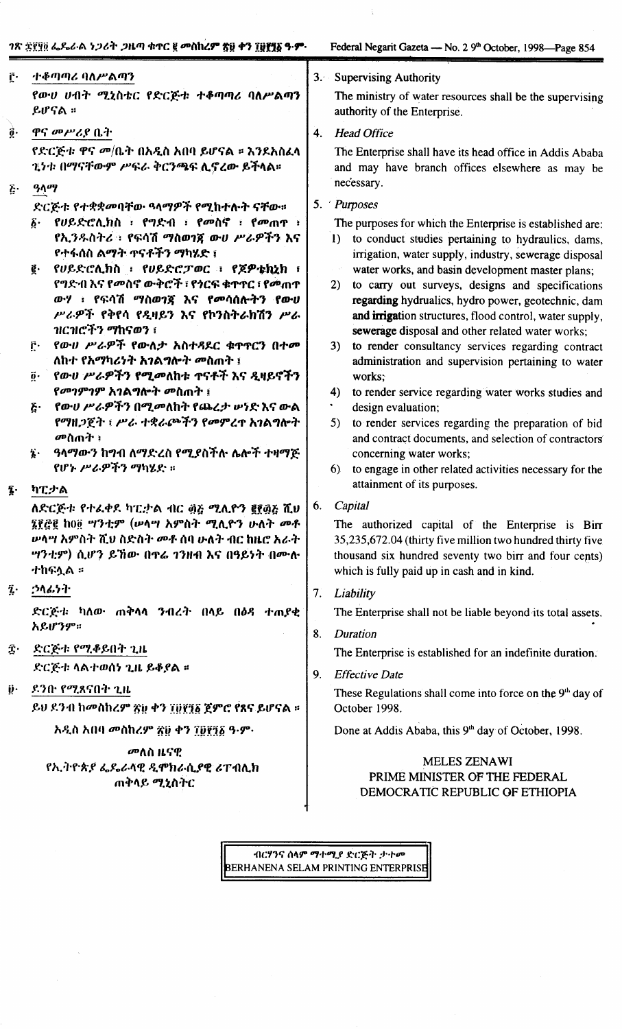፫· ተቆጣጣሪ ባለሥልጣን

የውሀ ሀብት ሚኒስቴር የድርጅቱ ተቆጣጣሪ ባለሥልጣን ይሆናል ።

፬· ዋና መሥሪያ ቤት

የድርጅቱ ዋና መ/ቤት በአዲስ አበባ ይሆናል ። እንደአስፈላጊነቱ በማናቸውም ሥፍራ ቅርንጫፍ ሊኖረው ይችላል።

፭· ዓላማ

ድርጅቱ የተቋቋመባቸው ዓላማዎች የሚከተሉት ናቸው።

፩· የሀይድሮሊክስ ፣ የግድብ ፣ የመስኖ ፣ የመጠጥ ፣ የኢንዱስትሪ ፣ የፍሳሽ ማስወገጃ ውሀ ሥራዎችን እና የተፋሰስ ልማት ጥናቶችን ማካሄድ ፤

፪· የሀይድሮሊክስ ፣ የሀይድሮፓወር ፣ የጂዎቴክኒክ ፣ የግድብ እና የመስኖ ውቅሮች ፣ የጎርፍ ቁጥጥር ፣ የመጠጥ ውሃ ፣ የፍሳሽ ማስወገጃ እና የመሳሰሉትን የውሀ ሥራዎች የቅየሳ የዲዛይን እና የኮንስትራክሽን ሥራ ዝርዝሮችን ማከናወን ፤

፫· የውሀ ሥራዎች የውሉ አስተዳደር ቁጥጥርን በተመለከተ የአማካሪነት አገልግሎት መስጠት ፤

፬· የውሀ ሥራዎችን የሚመለከቱ ጥናቶች እና ዲዛይኖችን የመገምገም አገልግሎት መስጠት ፤

፭· የውሀ ሥራዎችን በሚመለከት የጨረታ ሠነድ እና ውል የማዘጋጀት ፣ ሥራ ተቋራጮችን የመምረጥ አገልግሎት መስጠት ፤

፮· ዓላማውን ከግብ ለማድረስ የሚያስችሉ ሌሎች ተዛማጅ የሆኑ ሥራዎችን ማካሄድ ።

፯· ካፒታል

ለድርጅቱ የተፈቀደ ካፒታል ብር ፴፭ ሚሊዮን ፪፻፴፭ ሺህ ፮፻፸፪ ከ፬ ሣንቲም (ሠላሣ አምስት ሚሊዮን ሁለት መቶ ሠላሣ አምስት ሺህ ስድስት መቶ ሰባ ሁለት ብር ከዜሮ አራት ሣንቲም) ሲሆን ይኸው በጥሬ ገንዘብ እና በዓይነት በሙሉ ተከፍሏል ።

፯· ኃላፊነት

ድርጅቱ ካለው ጠቅላላ ንብረት በላይ በዕዳ ተጠያቂ አይሆንም።

፰· ድርጅቱ የሚቆይበት ጊዜ

ድርጅቱ ላልተወሰነ ጊዜ ይቆያል ።

፱· ደንቡ የሚጸናበት ጊዜ

ይህ ደንብ ከመስከረም ፳፱ ቀን ፲፱፻፺፩ ጀምሮ የጸና ይሆናል ።

አዲስ አበባ መስከረም ፳፱ ቀን ፲፱፻፺፩ ዓ·ም·

መለስ ዜናዊ

የኢትዮጵያ ፌዴራላዊ ዲሞክራሲያዊ ሪፐብሊክ ጠቅላይ ሚኒስትር

3. Supervising Authority

The ministry of water resources shall be the supervising authority of the Enterprise.

4. Head Office

The Enterprise shall have its head office in Addis Ababa and may have branch offices elsewhere as may be necessary.

5. *Purposes*

The purposes for which the Enterprise is established are:

1) to conduct studies pertaining to hydraulics, dams, irrigation, water supply, industry, sewerage disposal water works, and basin development master plans;
2) to carry out surveys, designs and specifications regarding hydrualics, hydro power, geotechnic, dam and irrigation structures, flood control, water supply, sewerage disposal and other related water works;
3) to render consultancy services regarding contract administration and supervision pertaining to water works;
4) to render service regarding water works studies and design evaluation;
5) to render services regarding the preparation of bid and contract documents, and selection of contractors concerning water works;
6) to engage in other related activities necessary for the attainment of its purposes.

6. *Capital*

The authorized capital of the Enterprise is Birr 35,235,672.04 (thirty five million two hundred thirty five thousand six hundred seventy two birr and four cents) which is fully paid up in cash and in kind.

7. *Liability*

The Enterprise shall not be liable beyond its total assets.

8. *Duration*

The Enterprise is established for an indefinite duration.

9. *Effective Date*

These Regulations shall come into force on the 9th day of October 1998.

Done at Addis Ababa, this 9th day of October, 1998.

MELES ZENAWI

PRIME MINISTER OF THE FEDERAL DEMOCRATIC REPUBLIC OF ETHIOPIA

ብርሃንና ሰላም ማተሚያ ድርጅት ታተመ

BERHANENA SELAM PRINTING ENTERPRISE